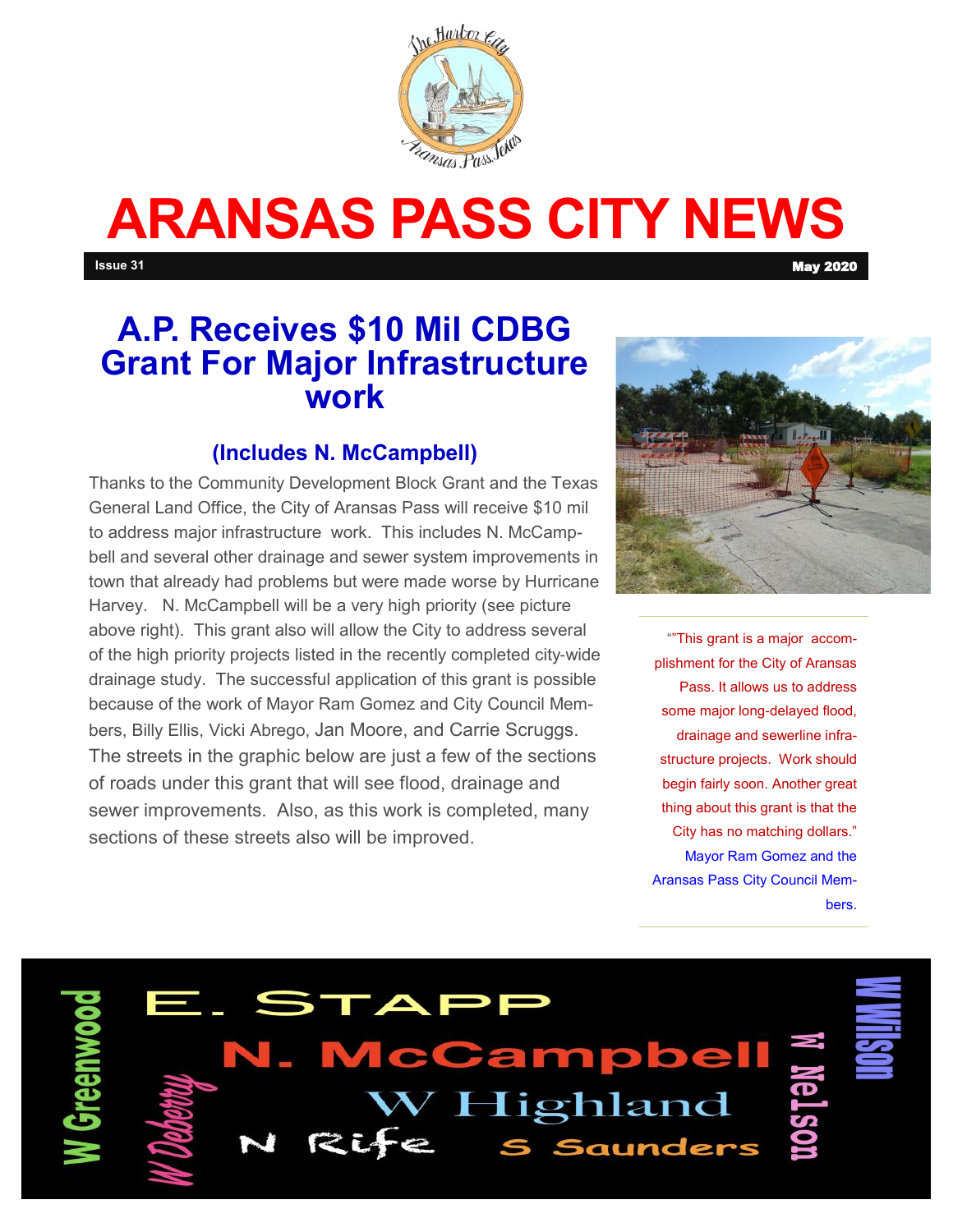# ARANSAS PASS CITY NEWS

**Issue 31** **May 2020**

## A.P. Receives $10 Mil CDBG Grant For Major Infrastructure work

### (Includes N. McCampbell)

Thanks to the Community Development Block Grant and the Texas General Land Office, the City of Aransas Pass will receive $10 mil to address major infrastructure work. This includes N. McCampbell and several other drainage and sewer system improvements in town that already had problems but were made worse by Hurricane Harvey. N. McCampbell will be a very high priority (see picture above right). This grant also will allow the City to address several of the high priority projects listed in the recently completed city-wide drainage study. The successful application of this grant is possible because of the work of Mayor Ram Gomez and City Council Members, Billy Ellis, Vicki Abrego, Jan Moore, and Carrie Scruggs. The streets in the graphic below are just a few of the sections of roads under this grant that will see flood, drainage and sewer improvements. Also, as this work is completed, many sections of these streets also will be improved.

""This grant is a major accomplishment for the City of Aransas Pass. It allows us to address some major long-delayed flood, drainage and sewerline infrastructure projects. Work should begin fairly soon. Another great thing about this grant is that the City has no matching dollars."
Mayor Ram Gomez and the Aransas Pass City Council Members.

W Greenwood · E. STAPP · N. McCampbell · W Highland · W Deberry · N Rife · S Saunders · W Nelson · W Wilson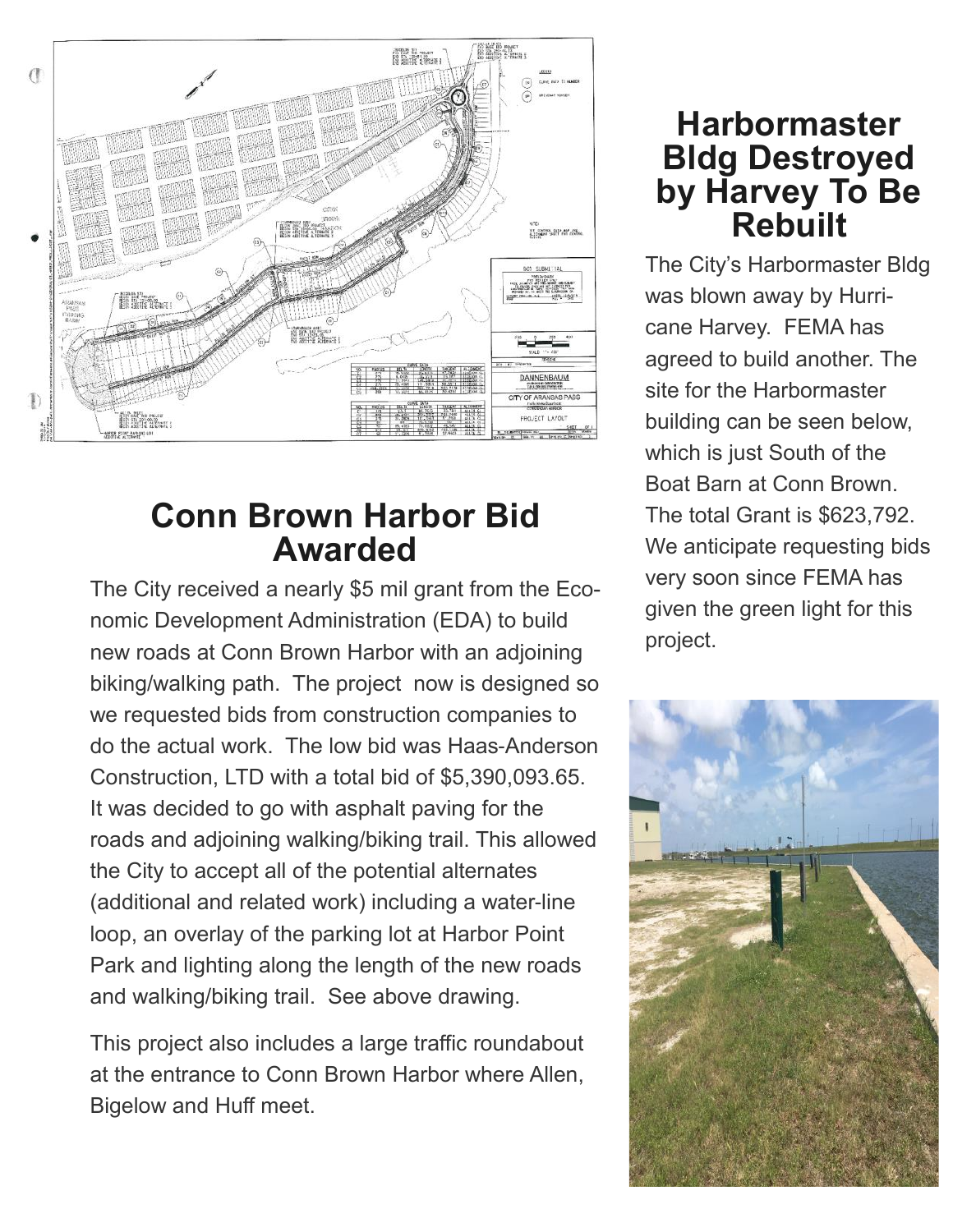## Conn Brown Harbor Bid Awarded

The City received a nearly $5 mil grant from the Economic Development Administration (EDA) to build new roads at Conn Brown Harbor with an adjoining biking/walking path. The project now is designed so we requested bids from construction companies to do the actual work. The low bid was Haas-Anderson Construction, LTD with a total bid of $5,390,093.65. It was decided to go with asphalt paving for the roads and adjoining walking/biking trail. This allowed the City to accept all of the potential alternates (additional and related work) including a water-line loop, an overlay of the parking lot at Harbor Point Park and lighting along the length of the new roads and walking/biking trail. See above drawing.

This project also includes a large traffic roundabout at the entrance to Conn Brown Harbor where Allen, Bigelow and Huff meet.

## Harbormaster Bldg Destroyed by Harvey To Be Rebuilt

The City's Harbormaster Bldg was blown away by Hurricane Harvey. FEMA has agreed to build another. The site for the Harbormaster building can be seen below, which is just South of the Boat Barn at Conn Brown. The total Grant is $623,792. We anticipate requesting bids very soon since FEMA has given the green light for this project.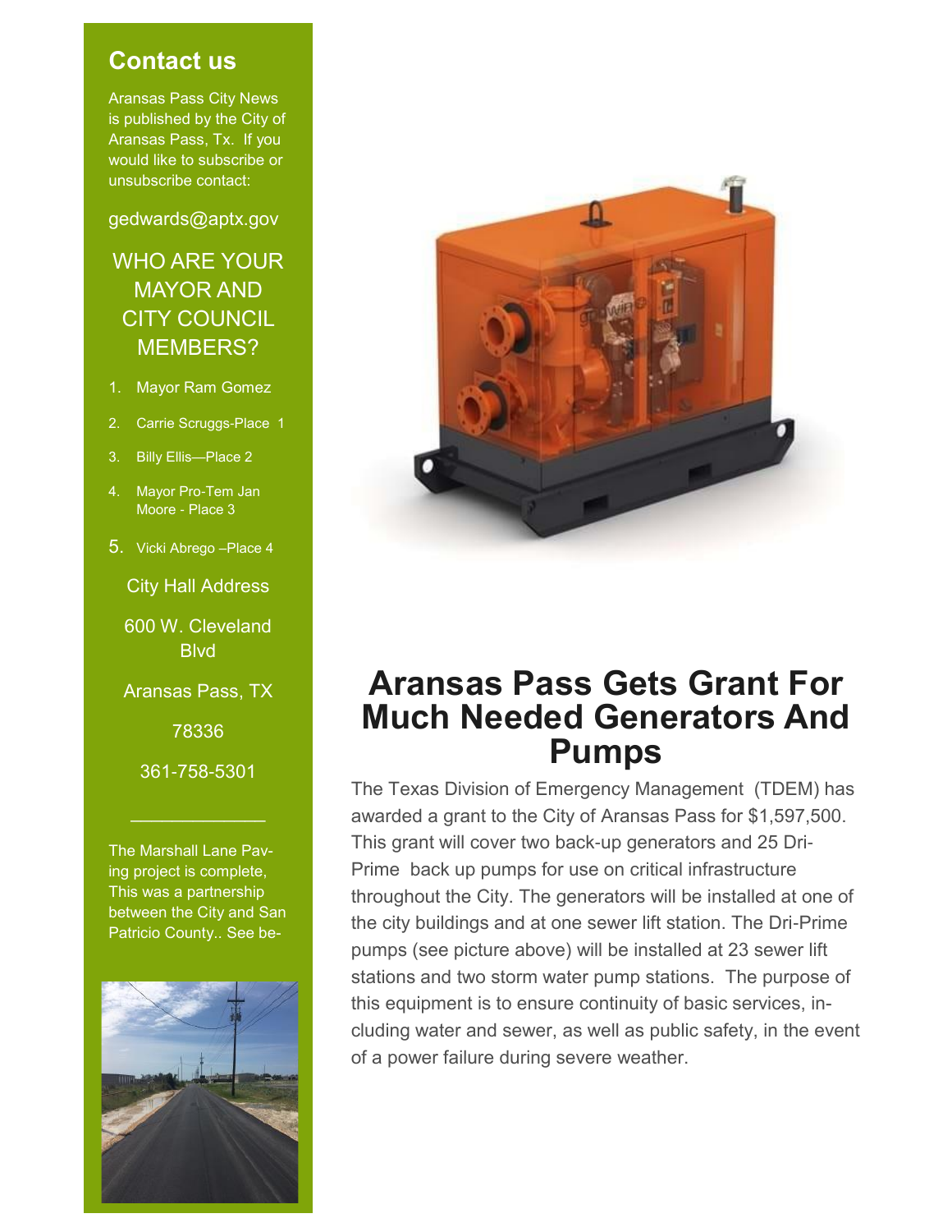## Contact us

Aransas Pass City News is published by the City of Aransas Pass, Tx. If you would like to subscribe or unsubscribe contact:

gedwards@aptx.gov

### WHO ARE YOUR MAYOR AND CITY COUNCIL MEMBERS?

1. Mayor Ram Gomez
2. Carrie Scruggs-Place 1
3. Billy Ellis—Place 2
4. Mayor Pro-Tem Jan Moore - Place 3
5. Vicki Abrego –Place 4

City Hall Address

600 W. Cleveland Blvd

Aransas Pass, TX

78336

361-758-5301

---

The Marshall Lane Paving project is complete, This was a partnership between the City and San Patricio County.. See be-

# Aransas Pass Gets Grant For Much Needed Generators And Pumps

The Texas Division of Emergency Management (TDEM) has awarded a grant to the City of Aransas Pass for $1,597,500. This grant will cover two back-up generators and 25 Dri-Prime back up pumps for use on critical infrastructure throughout the City. The generators will be installed at one of the city buildings and at one sewer lift station. The Dri-Prime pumps (see picture above) will be installed at 23 sewer lift stations and two storm water pump stations. The purpose of this equipment is to ensure continuity of basic services, including water and sewer, as well as public safety, in the event of a power failure during severe weather.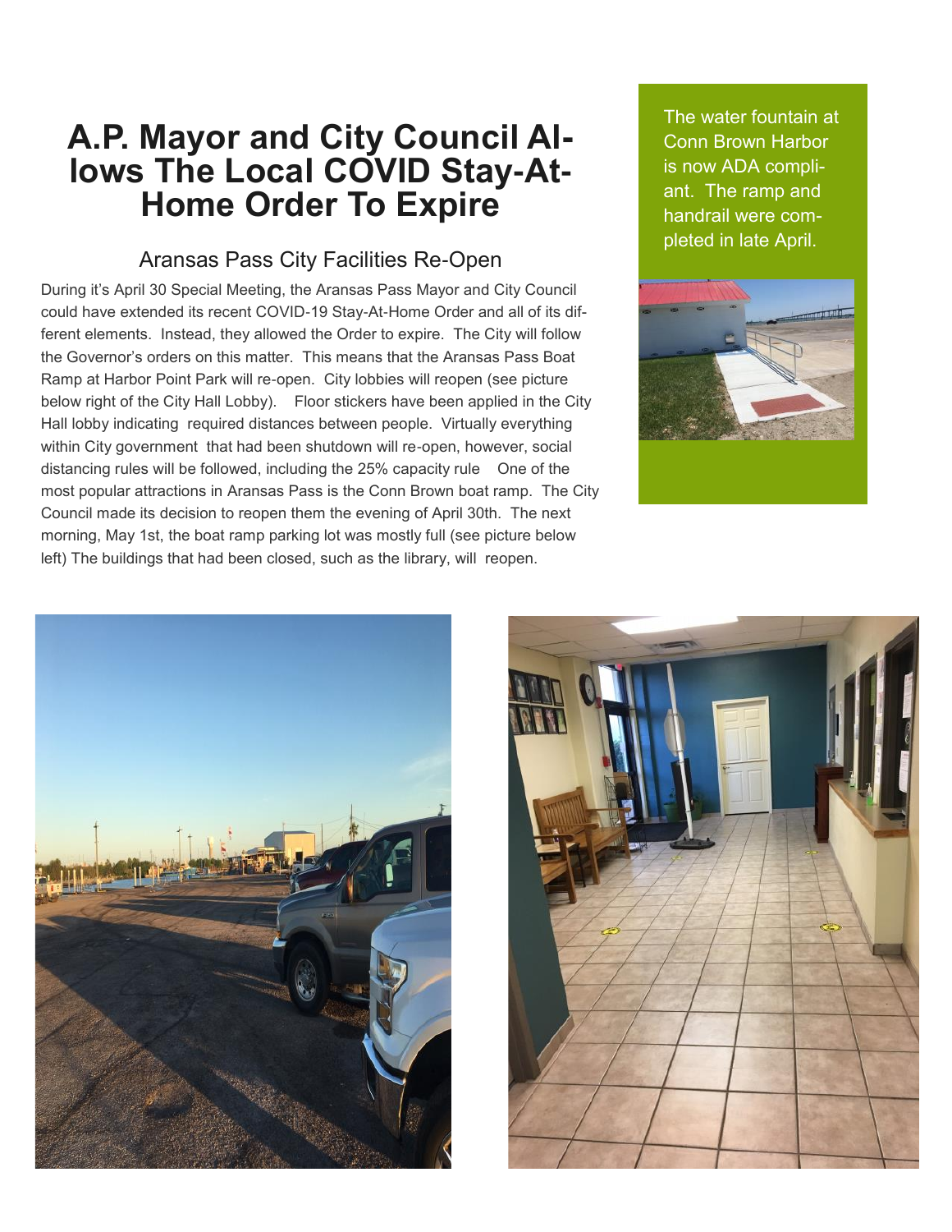# A.P. Mayor and City Council Allows The Local COVID Stay-At-Home Order To Expire

## Aransas Pass City Facilities Re-Open

During it's April 30 Special Meeting, the Aransas Pass Mayor and City Council could have extended its recent COVID-19 Stay-At-Home Order and all of its different elements. Instead, they allowed the Order to expire. The City will follow the Governor's orders on this matter. This means that the Aransas Pass Boat Ramp at Harbor Point Park will re-open. City lobbies will reopen (see picture below right of the City Hall Lobby). Floor stickers have been applied in the City Hall lobby indicating required distances between people. Virtually everything within City government that had been shutdown will re-open, however, social distancing rules will be followed, including the 25% capacity rule One of the most popular attractions in Aransas Pass is the Conn Brown boat ramp. The City Council made its decision to reopen them the evening of April 30th. The next morning, May 1st, the boat ramp parking lot was mostly full (see picture below left) The buildings that had been closed, such as the library, will reopen.

The water fountain at Conn Brown Harbor is now ADA compliant. The ramp and handrail were completed in late April.